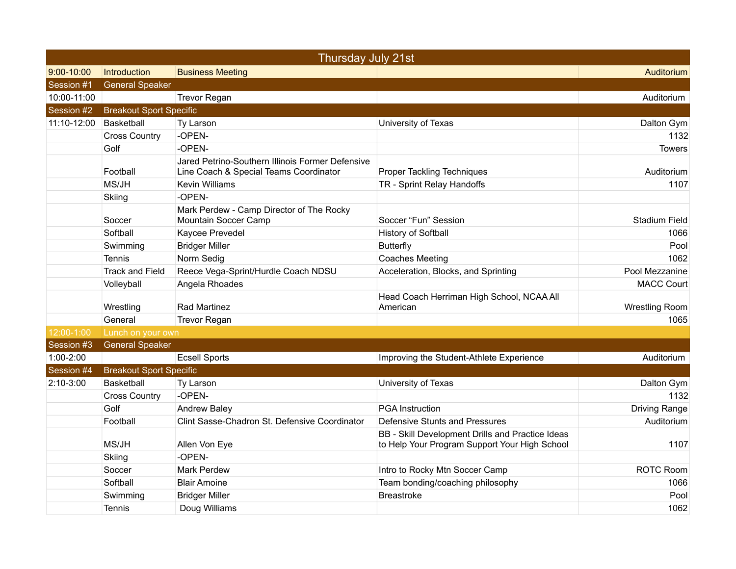# Thursday July 21st

| | | | | |
|---|---|---|---|---|
| 9:00-10:00 | Introduction | Business Meeting | | Auditorium |
| Session #1 | General Speaker | | | |
| 10:00-11:00 | | Trevor Regan | | Auditorium |
| Session #2 | Breakout Sport Specific | | | |
| 11:10-12:00 | Basketball | Ty Larson | University of Texas | Dalton Gym |
| | Cross Country | -OPEN- | | 1132 |
| | Golf | -OPEN- | | Towers |
| | Football | Jared Petrino-Southern Illinois Former Defensive Line Coach & Special Teams Coordinator | Proper Tackling Techniques | Auditorium |
| | MS/JH | Kevin Williams | TR - Sprint Relay Handoffs | 1107 |
| | Skiing | -OPEN- | | |
| | Soccer | Mark Perdew - Camp Director of The Rocky Mountain Soccer Camp | Soccer “Fun” Session | Stadium Field |
| | Softball | Kaycee Prevedel | History of Softball | 1066 |
| | Swimming | Bridger Miller | Butterfly | Pool |
| | Tennis | Norm Sedig | Coaches Meeting | 1062 |
| | Track and Field | Reece Vega-Sprint/Hurdle Coach NDSU | Acceleration, Blocks, and Sprinting | Pool Mezzanine |
| | Volleyball | Angela Rhoades | | MACC Court |
| | Wrestling | Rad Martinez | Head Coach Herriman High School, NCAA All American | Wrestling Room |
| | General | Trevor Regan | | 1065 |
| 12:00-1:00 | Lunch on your own | | | |
| Session #3 | General Speaker | | | |
| 1:00-2:00 | | Ecsell Sports | Improving the Student-Athlete Experience | Auditorium |
| Session #4 | Breakout Sport Specific | | | |
| 2:10-3:00 | Basketball | Ty Larson | University of Texas | Dalton Gym |
| | Cross Country | -OPEN- | | 1132 |
| | Golf | Andrew Baley | PGA Instruction | Driving Range |
| | Football | Clint Sasse-Chadron St. Defensive Coordinator | Defensive Stunts and Pressures | Auditorium |
| | MS/JH | Allen Von Eye | BB - Skill Development Drills and Practice Ideas to Help Your Program Support Your High School | 1107 |
| | Skiing | -OPEN- | | |
| | Soccer | Mark Perdew | Intro to Rocky Mtn Soccer Camp | ROTC Room |
| | Softball | Blair Amoine | Team bonding/coaching philosophy | 1066 |
| | Swimming | Bridger Miller | Breastroke | Pool |
| | Tennis | Doug Williams | | 1062 |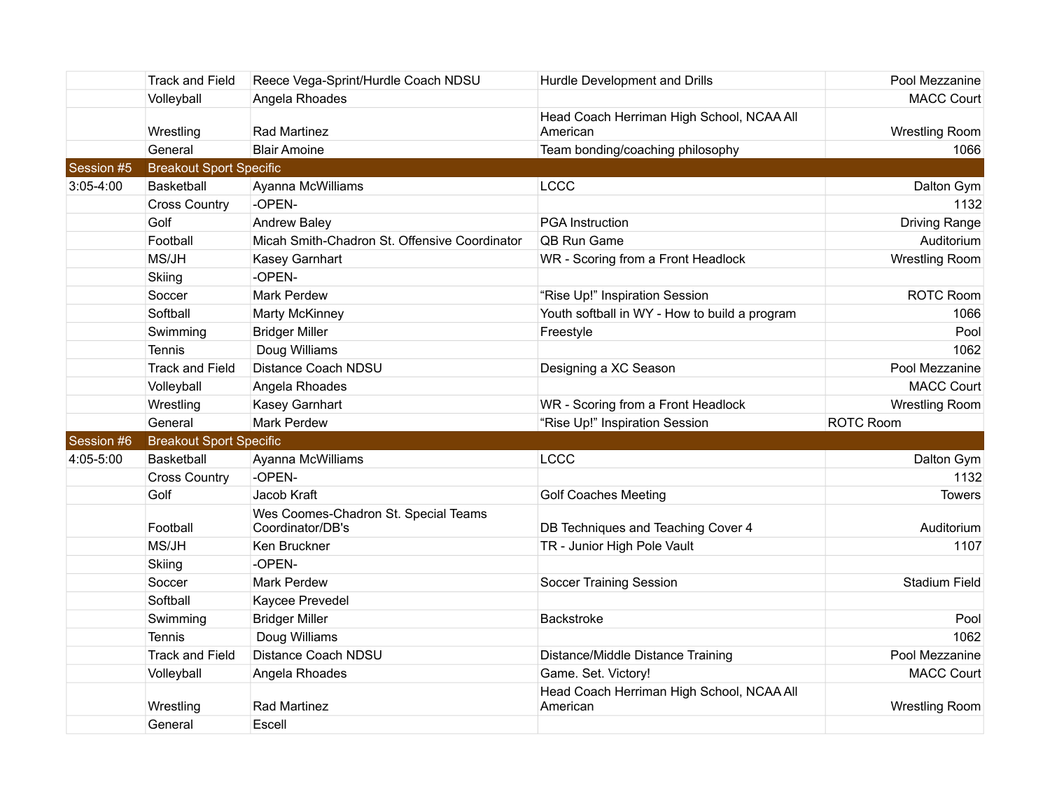| | | | | |
|---|---|---|---|---|
| | Track and Field | Reece Vega-Sprint/Hurdle Coach NDSU | Hurdle Development and Drills | Pool Mezzanine |
| | Volleyball | Angela Rhoades | | MACC Court |
| | Wrestling | Rad Martinez | Head Coach Herriman High School, NCAA All American | Wrestling Room |
| | General | Blair Amoine | Team bonding/coaching philosophy | 1066 |
| **Session #5** | **Breakout Sport Specific** | | | |
| 3:05-4:00 | Basketball | Ayanna McWilliams | LCCC | Dalton Gym |
| | Cross Country | -OPEN- | | 1132 |
| | Golf | Andrew Baley | PGA Instruction | Driving Range |
| | Football | Micah Smith-Chadron St. Offensive Coordinator | QB Run Game | Auditorium |
| | MS/JH | Kasey Garnhart | WR - Scoring from a Front Headlock | Wrestling Room |
| | Skiing | -OPEN- | | |
| | Soccer | Mark Perdew | “Rise Up!” Inspiration Session | ROTC Room |
| | Softball | Marty McKinney | Youth softball in WY - How to build a program | 1066 |
| | Swimming | Bridger Miller | Freestyle | Pool |
| | Tennis | Doug Williams | | 1062 |
| | Track and Field | Distance Coach NDSU | Designing a XC Season | Pool Mezzanine |
| | Volleyball | Angela Rhoades | | MACC Court |
| | Wrestling | Kasey Garnhart | WR - Scoring from a Front Headlock | Wrestling Room |
| | General | Mark Perdew | “Rise Up!” Inspiration Session | ROTC Room |
| **Session #6** | **Breakout Sport Specific** | | | |
| 4:05-5:00 | Basketball | Ayanna McWilliams | LCCC | Dalton Gym |
| | Cross Country | -OPEN- | | 1132 |
| | Golf | Jacob Kraft | Golf Coaches Meeting | Towers |
| | Football | Wes Coomes-Chadron St. Special Teams Coordinator/DB's | DB Techniques and Teaching Cover 4 | Auditorium |
| | MS/JH | Ken Bruckner | TR - Junior High Pole Vault | 1107 |
| | Skiing | -OPEN- | | |
| | Soccer | Mark Perdew | Soccer Training Session | Stadium Field |
| | Softball | Kaycee Prevedel | | |
| | Swimming | Bridger Miller | Backstroke | Pool |
| | Tennis | Doug Williams | | 1062 |
| | Track and Field | Distance Coach NDSU | Distance/Middle Distance Training | Pool Mezzanine |
| | Volleyball | Angela Rhoades | Game. Set. Victory! | MACC Court |
| | Wrestling | Rad Martinez | Head Coach Herriman High School, NCAA All American | Wrestling Room |
| | General | Escell | | |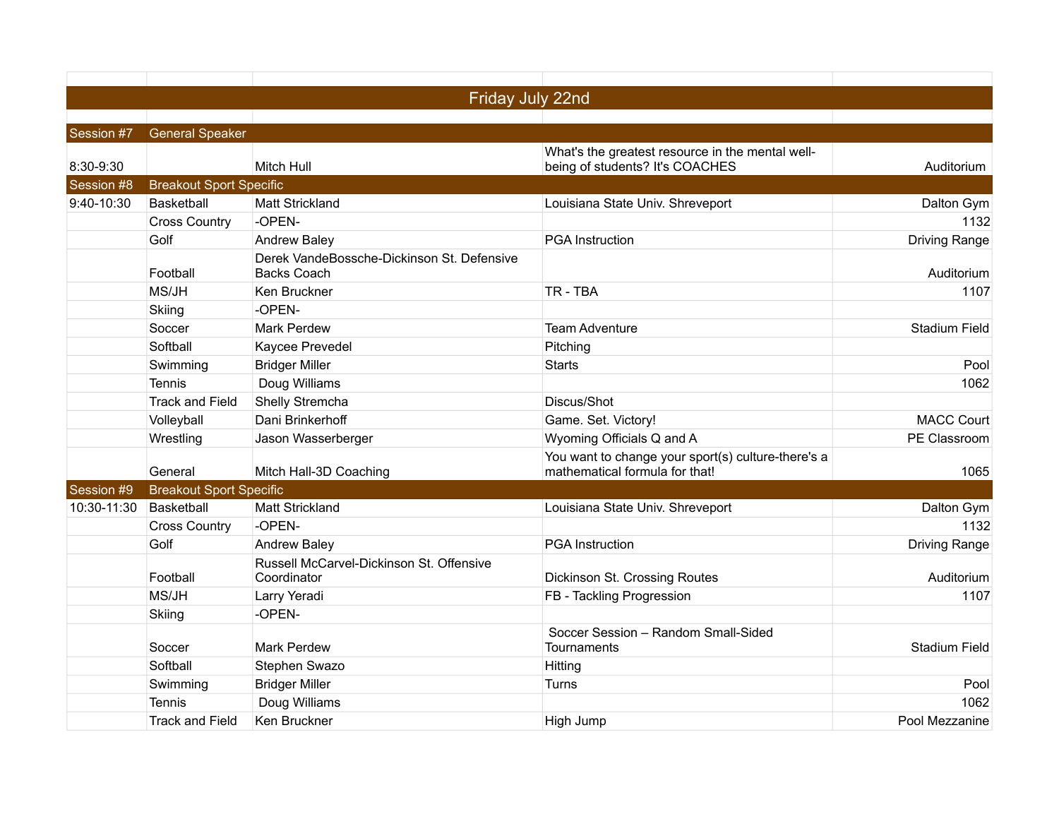| | | | | |
|---|---|---|---|---|
| Friday July 22nd | | | | |
| Session #7 | General Speaker | | | |
| 8:30-9:30 | | Mitch Hull | What's the greatest resource in the mental well-being of students? It's COACHES | Auditorium |
| Session #8 | Breakout Sport Specific | | | |
| 9:40-10:30 | Basketball | Matt Strickland | Louisiana State Univ. Shreveport | Dalton Gym |
| | Cross Country | -OPEN- | | 1132 |
| | Golf | Andrew Baley | PGA Instruction | Driving Range |
| | Football | Derek VandeBossche-Dickinson St. Defensive Backs Coach | | Auditorium |
| | MS/JH | Ken Bruckner | TR - TBA | 1107 |
| | Skiing | -OPEN- | | |
| | Soccer | Mark Perdew | Team Adventure | Stadium Field |
| | Softball | Kaycee Prevedel | Pitching | |
| | Swimming | Bridger Miller | Starts | Pool |
| | Tennis | Doug Williams | | 1062 |
| | Track and Field | Shelly Stremcha | Discus/Shot | |
| | Volleyball | Dani Brinkerhoff | Game. Set. Victory! | MACC Court |
| | Wrestling | Jason Wasserberger | Wyoming Officials Q and A | PE Classroom |
| | General | Mitch Hall-3D Coaching | You want to change your sport(s) culture-there's a mathematical formula for that! | 1065 |
| Session #9 | Breakout Sport Specific | | | |
| 10:30-11:30 | Basketball | Matt Strickland | Louisiana State Univ. Shreveport | Dalton Gym |
| | Cross Country | -OPEN- | | 1132 |
| | Golf | Andrew Baley | PGA Instruction | Driving Range |
| | Football | Russell McCarvel-Dickinson St. Offensive Coordinator | Dickinson St. Crossing Routes | Auditorium |
| | MS/JH | Larry Yeradi | FB - Tackling Progression | 1107 |
| | Skiing | -OPEN- | | |
| | Soccer | Mark Perdew | Soccer Session – Random Small-Sided Tournaments | Stadium Field |
| | Softball | Stephen Swazo | Hitting | |
| | Swimming | Bridger Miller | Turns | Pool |
| | Tennis | Doug Williams | | 1062 |
| | Track and Field | Ken Bruckner | High Jump | Pool Mezzanine |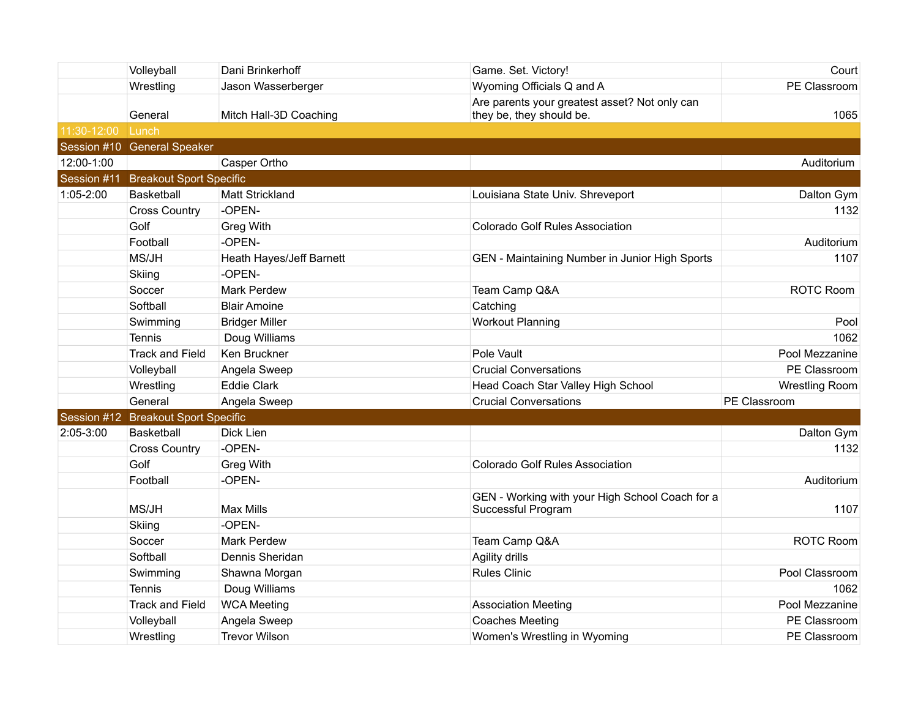|  |  |  |  |  |
|---|---|---|---|---|
|  | Volleyball | Dani Brinkerhoff | Game. Set. Victory! | Court |
|  | Wrestling | Jason Wasserberger | Wyoming Officials Q and A | PE Classroom |
|  | General | Mitch Hall-3D Coaching | Are parents your greatest asset? Not only can they be, they should be. | 1065 |
| 11:30-12:00 | Lunch |  |  |  |
| Session #10 | General Speaker |  |  |  |
| 12:00-1:00 |  | Casper Ortho |  | Auditorium |
| Session #11 | Breakout Sport Specific |  |  |  |
| 1:05-2:00 | Basketball | Matt Strickland | Louisiana State Univ. Shreveport | Dalton Gym |
|  | Cross Country | -OPEN- |  | 1132 |
|  | Golf | Greg With | Colorado Golf Rules Association |  |
|  | Football | -OPEN- |  | Auditorium |
|  | MS/JH | Heath Hayes/Jeff Barnett | GEN - Maintaining Number in Junior High Sports | 1107 |
|  | Skiing | -OPEN- |  |  |
|  | Soccer | Mark Perdew | Team Camp Q&A | ROTC Room |
|  | Softball | Blair Amoine | Catching |  |
|  | Swimming | Bridger Miller | Workout Planning | Pool |
|  | Tennis | Doug Williams |  | 1062 |
|  | Track and Field | Ken Bruckner | Pole Vault | Pool Mezzanine |
|  | Volleyball | Angela Sweep | Crucial Conversations | PE Classroom |
|  | Wrestling | Eddie Clark | Head Coach Star Valley High School | Wrestling Room |
|  | General | Angela Sweep | Crucial Conversations | PE Classroom |
| Session #12 | Breakout Sport Specific |  |  |  |
| 2:05-3:00 | Basketball | Dick Lien |  | Dalton Gym |
|  | Cross Country | -OPEN- |  | 1132 |
|  | Golf | Greg With | Colorado Golf Rules Association |  |
|  | Football | -OPEN- |  | Auditorium |
|  | MS/JH | Max Mills | GEN - Working with your High School Coach for a Successful Program | 1107 |
|  | Skiing | -OPEN- |  |  |
|  | Soccer | Mark Perdew | Team Camp Q&A | ROTC Room |
|  | Softball | Dennis Sheridan | Agility drills |  |
|  | Swimming | Shawna Morgan | Rules Clinic | Pool Classroom |
|  | Tennis | Doug Williams |  | 1062 |
|  | Track and Field | WCA Meeting | Association Meeting | Pool Mezzanine |
|  | Volleyball | Angela Sweep | Coaches Meeting | PE Classroom |
|  | Wrestling | Trevor Wilson | Women's Wrestling in Wyoming | PE Classroom |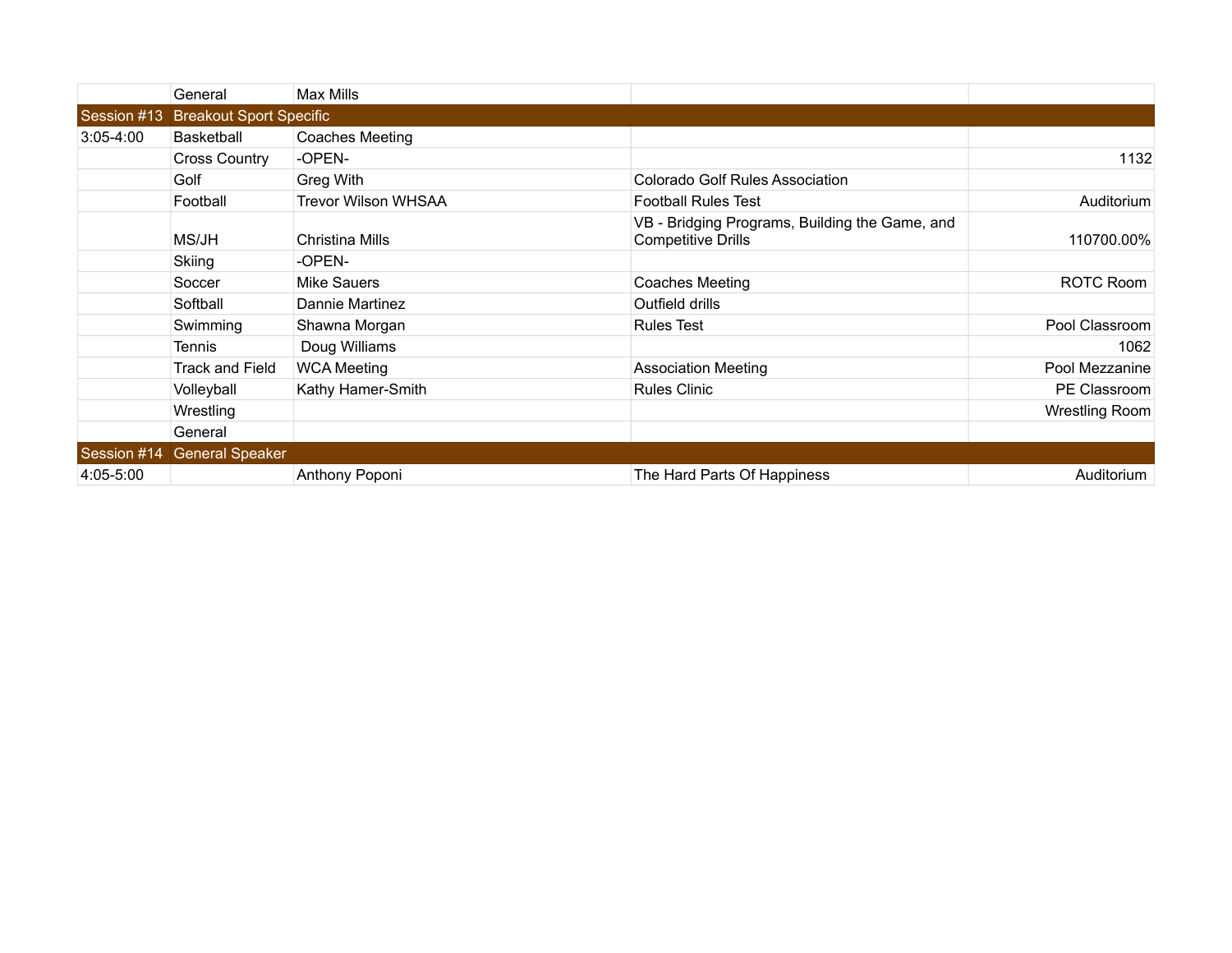| | | | | |
|---|---|---|---|---|
| | General | Max Mills | | |
| Session #13 | Breakout Sport Specific | | | |
| 3:05-4:00 | Basketball | Coaches Meeting | | |
| | Cross Country | -OPEN- | | 1132 |
| | Golf | Greg With | Colorado Golf Rules Association | |
| | Football | Trevor Wilson WHSAA | Football Rules Test | Auditorium |
| | MS/JH | Christina Mills | VB - Bridging Programs, Building the Game, and Competitive Drills | 110700.00% |
| | Skiing | -OPEN- | | |
| | Soccer | Mike Sauers | Coaches Meeting | ROTC Room |
| | Softball | Dannie Martinez | Outfield drills | |
| | Swimming | Shawna Morgan | Rules Test | Pool Classroom |
| | Tennis | Doug Williams | | 1062 |
| | Track and Field | WCA Meeting | Association Meeting | Pool Mezzanine |
| | Volleyball | Kathy Hamer-Smith | Rules Clinic | PE Classroom |
| | Wrestling | | | Wrestling Room |
| | General | | | |
| Session #14 | General Speaker | | | |
| 4:05-5:00 | | Anthony Poponi | The Hard Parts Of Happiness | Auditorium |